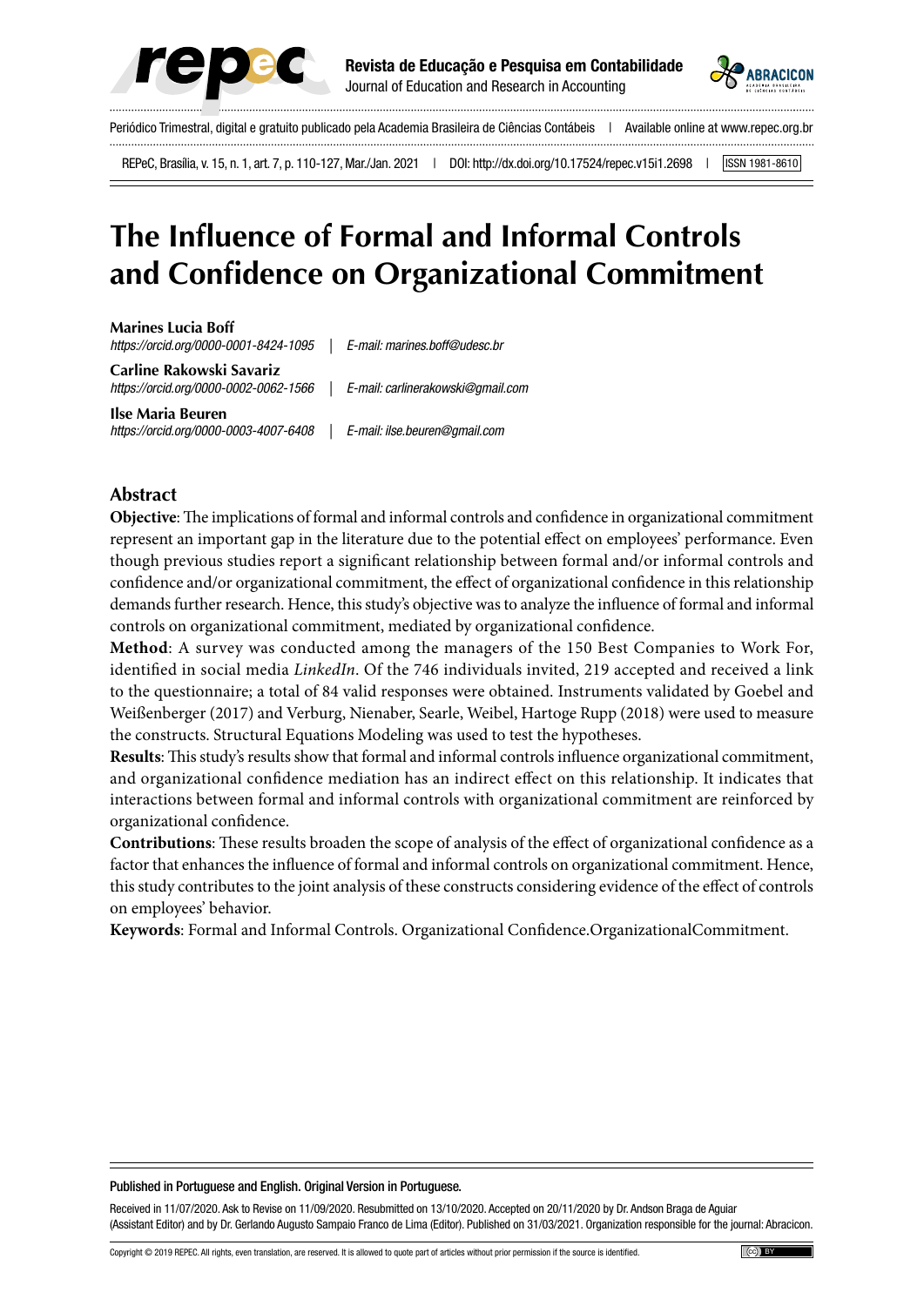# The Influence of Formal and Informal Controls and Confidence on Organizational Commitment

**Marines Lucia Boff**
*https://orcid.org/0000-0001-8424-1095* | *E-mail: marines.boff@udesc.br*

**Carline Rakowski Savariz**
*https://orcid.org/0000-0002-0062-1566* | *E-mail: carlinerakowski@gmail.com*

**Ilse Maria Beuren**
*https://orcid.org/0000-0003-4007-6408* | *E-mail: ilse.beuren@gmail.com*

## Abstract

**Objective**: The implications of formal and informal controls and confidence in organizational commitment represent an important gap in the literature due to the potential effect on employees' performance. Even though previous studies report a significant relationship between formal and/or informal controls and confidence and/or organizational commitment, the effect of organizational confidence in this relationship demands further research. Hence, this study's objective was to analyze the influence of formal and informal controls on organizational commitment, mediated by organizational confidence.

**Method**: A survey was conducted among the managers of the 150 Best Companies to Work For, identified in social media *LinkedIn*. Of the 746 individuals invited, 219 accepted and received a link to the questionnaire; a total of 84 valid responses were obtained. Instruments validated by Goebel and Weißenberger (2017) and Verburg, Nienaber, Searle, Weibel, Hartoge Rupp (2018) were used to measure the constructs. Structural Equations Modeling was used to test the hypotheses.

**Results**: This study's results show that formal and informal controls influence organizational commitment, and organizational confidence mediation has an indirect effect on this relationship. It indicates that interactions between formal and informal controls with organizational commitment are reinforced by organizational confidence.

**Contributions**: These results broaden the scope of analysis of the effect of organizational confidence as a factor that enhances the influence of formal and informal controls on organizational commitment. Hence, this study contributes to the joint analysis of these constructs considering evidence of the effect of controls on employees' behavior.

**Keywords**: Formal and Informal Controls. Organizational Confidence.OrganizationalCommitment.

Published in Portuguese and English. Original Version in Portuguese.

Received in 11/07/2020. Ask to Revise on 11/09/2020. Resubmitted on 13/10/2020. Accepted on 20/11/2020 by Dr. Andson Braga de Aguiar (Assistant Editor) and by Dr. Gerlando Augusto Sampaio Franco de Lima (Editor). Published on 31/03/2021. Organization responsible for the journal: Abracicon.

Copyright © 2019 REPEC. All rights, even translation, are reserved. It is allowed to quote part of articles without prior permission if the source is identified.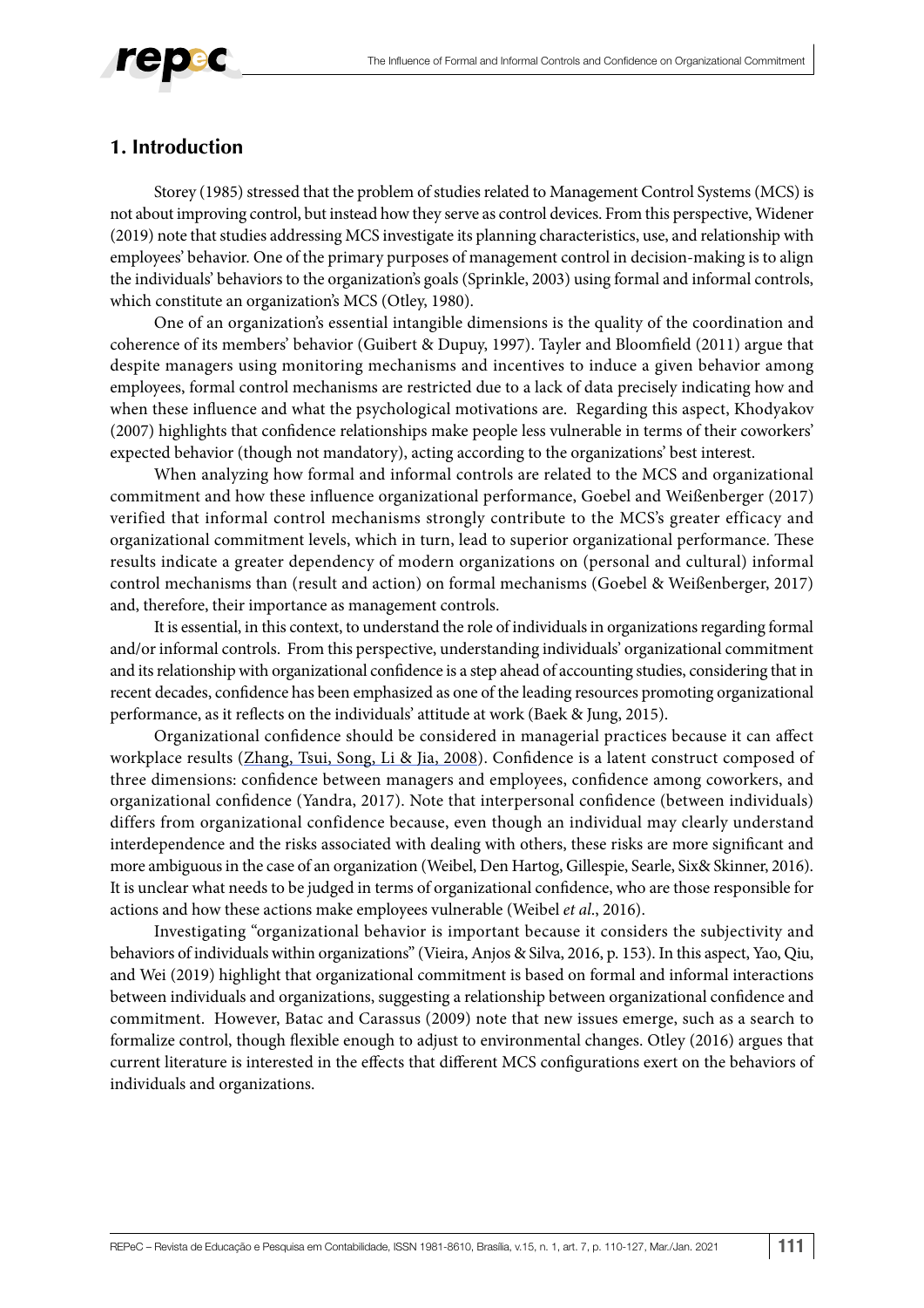## 1. Introduction

Storey (1985) stressed that the problem of studies related to Management Control Systems (MCS) is not about improving control, but instead how they serve as control devices. From this perspective, Widener (2019) note that studies addressing MCS investigate its planning characteristics, use, and relationship with employees' behavior. One of the primary purposes of management control in decision-making is to align the individuals' behaviors to the organization's goals (Sprinkle, 2003) using formal and informal controls, which constitute an organization's MCS (Otley, 1980).

One of an organization's essential intangible dimensions is the quality of the coordination and coherence of its members' behavior (Guibert & Dupuy, 1997). Tayler and Bloomfield (2011) argue that despite managers using monitoring mechanisms and incentives to induce a given behavior among employees, formal control mechanisms are restricted due to a lack of data precisely indicating how and when these influence and what the psychological motivations are. Regarding this aspect, Khodyakov (2007) highlights that confidence relationships make people less vulnerable in terms of their coworkers' expected behavior (though not mandatory), acting according to the organizations' best interest.

When analyzing how formal and informal controls are related to the MCS and organizational commitment and how these influence organizational performance, Goebel and Weißenberger (2017) verified that informal control mechanisms strongly contribute to the MCS's greater efficacy and organizational commitment levels, which in turn, lead to superior organizational performance. These results indicate a greater dependency of modern organizations on (personal and cultural) informal control mechanisms than (result and action) on formal mechanisms (Goebel & Weißenberger, 2017) and, therefore, their importance as management controls.

It is essential, in this context, to understand the role of individuals in organizations regarding formal and/or informal controls. From this perspective, understanding individuals' organizational commitment and its relationship with organizational confidence is a step ahead of accounting studies, considering that in recent decades, confidence has been emphasized as one of the leading resources promoting organizational performance, as it reflects on the individuals' attitude at work (Baek & Jung, 2015).

Organizational confidence should be considered in managerial practices because it can affect workplace results (Zhang, Tsui, Song, Li & Jia, 2008). Confidence is a latent construct composed of three dimensions: confidence between managers and employees, confidence among coworkers, and organizational confidence (Yandra, 2017). Note that interpersonal confidence (between individuals) differs from organizational confidence because, even though an individual may clearly understand interdependence and the risks associated with dealing with others, these risks are more significant and more ambiguous in the case of an organization (Weibel, Den Hartog, Gillespie, Searle, Six& Skinner, 2016). It is unclear what needs to be judged in terms of organizational confidence, who are those responsible for actions and how these actions make employees vulnerable (Weibel *et al*., 2016).

Investigating "organizational behavior is important because it considers the subjectivity and behaviors of individuals within organizations" (Vieira, Anjos & Silva, 2016, p. 153). In this aspect, Yao, Qiu, and Wei (2019) highlight that organizational commitment is based on formal and informal interactions between individuals and organizations, suggesting a relationship between organizational confidence and commitment. However, Batac and Carassus (2009) note that new issues emerge, such as a search to formalize control, though flexible enough to adjust to environmental changes. Otley (2016) argues that current literature is interested in the effects that different MCS configurations exert on the behaviors of individuals and organizations.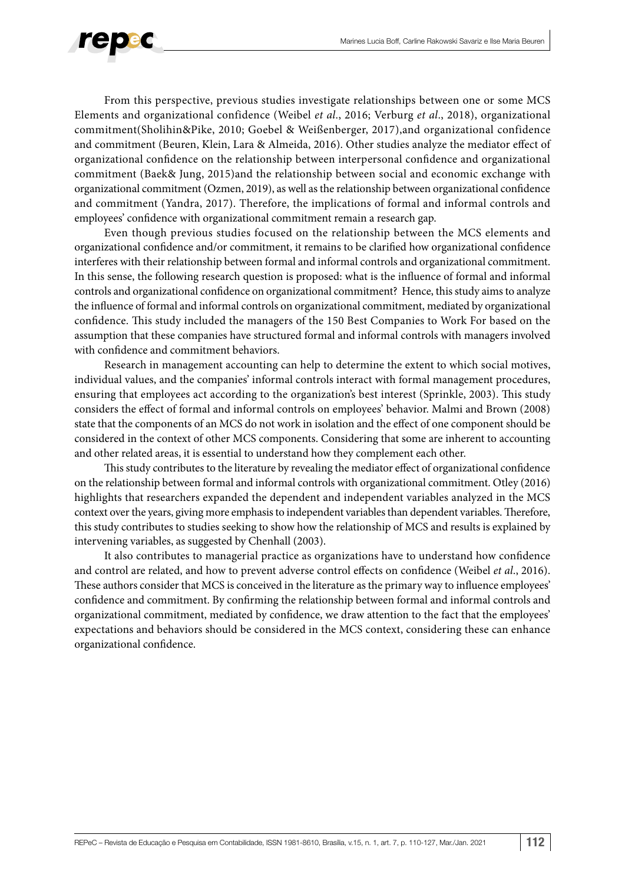From this perspective, previous studies investigate relationships between one or some MCS Elements and organizational confidence (Weibel *et al*., 2016; Verburg *et al*., 2018), organizational commitment(Sholihin&Pike, 2010; Goebel & Weißenberger, 2017),and organizational confidence and commitment (Beuren, Klein, Lara & Almeida, 2016). Other studies analyze the mediator effect of organizational confidence on the relationship between interpersonal confidence and organizational commitment (Baek& Jung, 2015)and the relationship between social and economic exchange with organizational commitment (Ozmen, 2019), as well as the relationship between organizational confidence and commitment (Yandra, 2017). Therefore, the implications of formal and informal controls and employees' confidence with organizational commitment remain a research gap.

Even though previous studies focused on the relationship between the MCS elements and organizational confidence and/or commitment, it remains to be clarified how organizational confidence interferes with their relationship between formal and informal controls and organizational commitment. In this sense, the following research question is proposed: what is the influence of formal and informal controls and organizational confidence on organizational commitment? Hence, this study aims to analyze the influence of formal and informal controls on organizational commitment, mediated by organizational confidence. This study included the managers of the 150 Best Companies to Work For based on the assumption that these companies have structured formal and informal controls with managers involved with confidence and commitment behaviors.

Research in management accounting can help to determine the extent to which social motives, individual values, and the companies' informal controls interact with formal management procedures, ensuring that employees act according to the organization's best interest (Sprinkle, 2003). This study considers the effect of formal and informal controls on employees' behavior. Malmi and Brown (2008) state that the components of an MCS do not work in isolation and the effect of one component should be considered in the context of other MCS components. Considering that some are inherent to accounting and other related areas, it is essential to understand how they complement each other.

This study contributes to the literature by revealing the mediator effect of organizational confidence on the relationship between formal and informal controls with organizational commitment. Otley (2016) highlights that researchers expanded the dependent and independent variables analyzed in the MCS context over the years, giving more emphasis to independent variables than dependent variables. Therefore, this study contributes to studies seeking to show how the relationship of MCS and results is explained by intervening variables, as suggested by Chenhall (2003).

It also contributes to managerial practice as organizations have to understand how confidence and control are related, and how to prevent adverse control effects on confidence (Weibel *et al*., 2016). These authors consider that MCS is conceived in the literature as the primary way to influence employees' confidence and commitment. By confirming the relationship between formal and informal controls and organizational commitment, mediated by confidence, we draw attention to the fact that the employees' expectations and behaviors should be considered in the MCS context, considering these can enhance organizational confidence.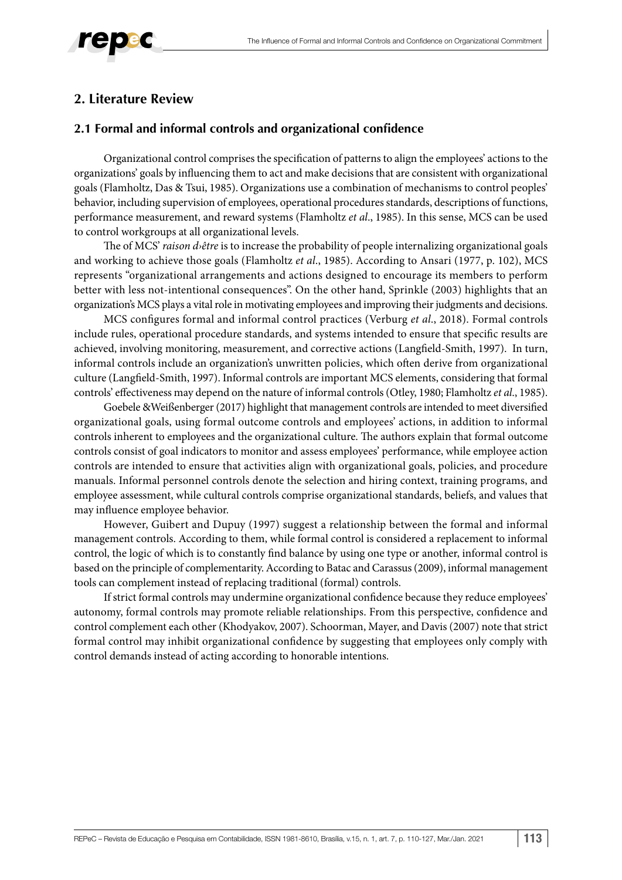## 2. Literature Review

### 2.1 Formal and informal controls and organizational confidence

Organizational control comprises the specification of patterns to align the employees' actions to the organizations' goals by influencing them to act and make decisions that are consistent with organizational goals (Flamholtz, Das & Tsui, 1985). Organizations use a combination of mechanisms to control peoples' behavior, including supervision of employees, operational procedures standards, descriptions of functions, performance measurement, and reward systems (Flamholtz *et al*., 1985). In this sense, MCS can be used to control workgroups at all organizational levels.

The of MCS' *raison d›être* is to increase the probability of people internalizing organizational goals and working to achieve those goals (Flamholtz *et al*., 1985). According to Ansari (1977, p. 102), MCS represents "organizational arrangements and actions designed to encourage its members to perform better with less not-intentional consequences". On the other hand, Sprinkle (2003) highlights that an organization's MCS plays a vital role in motivating employees and improving their judgments and decisions.

MCS configures formal and informal control practices (Verburg *et al*., 2018). Formal controls include rules, operational procedure standards, and systems intended to ensure that specific results are achieved, involving monitoring, measurement, and corrective actions (Langfield-Smith, 1997). In turn, informal controls include an organization's unwritten policies, which often derive from organizational culture (Langfield-Smith, 1997). Informal controls are important MCS elements, considering that formal controls' effectiveness may depend on the nature of informal controls (Otley, 1980; Flamholtz *et al*., 1985).

Goebele &Weißenberger (2017) highlight that management controls are intended to meet diversified organizational goals, using formal outcome controls and employees' actions, in addition to informal controls inherent to employees and the organizational culture. The authors explain that formal outcome controls consist of goal indicators to monitor and assess employees' performance, while employee action controls are intended to ensure that activities align with organizational goals, policies, and procedure manuals. Informal personnel controls denote the selection and hiring context, training programs, and employee assessment, while cultural controls comprise organizational standards, beliefs, and values that may influence employee behavior.

However, Guibert and Dupuy (1997) suggest a relationship between the formal and informal management controls. According to them, while formal control is considered a replacement to informal control, the logic of which is to constantly find balance by using one type or another, informal control is based on the principle of complementarity. According to Batac and Carassus (2009), informal management tools can complement instead of replacing traditional (formal) controls.

If strict formal controls may undermine organizational confidence because they reduce employees' autonomy, formal controls may promote reliable relationships. From this perspective, confidence and control complement each other (Khodyakov, 2007). Schoorman, Mayer, and Davis (2007) note that strict formal control may inhibit organizational confidence by suggesting that employees only comply with control demands instead of acting according to honorable intentions.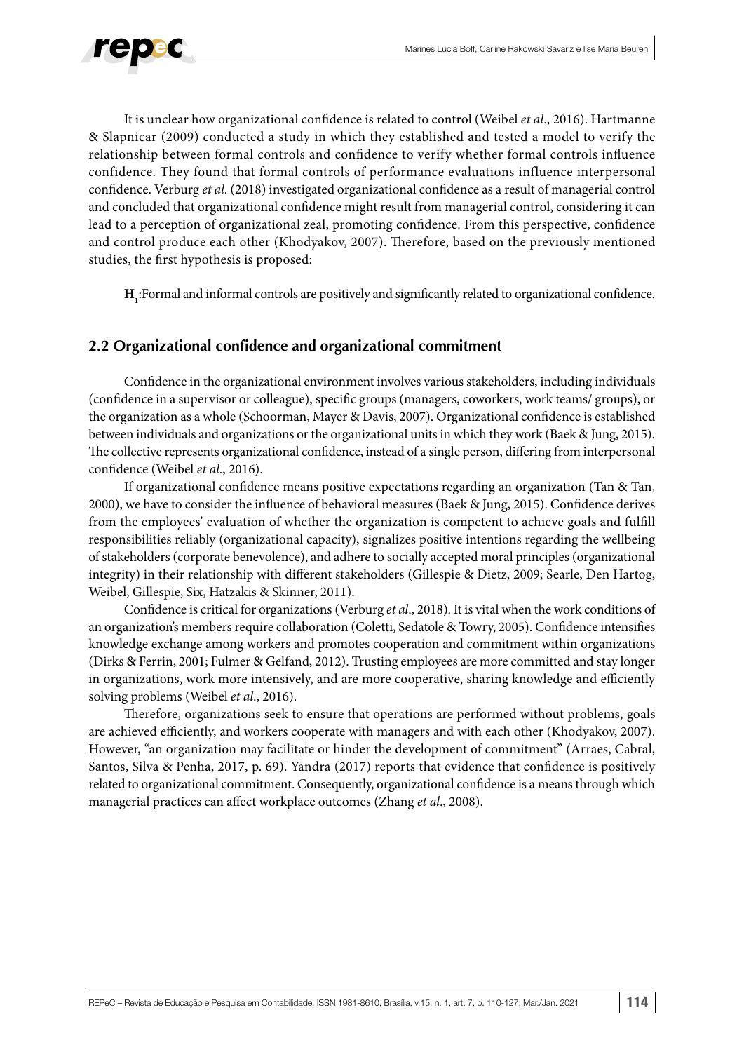It is unclear how organizational confidence is related to control (Weibel *et al*., 2016). Hartmanne & Slapnicar (2009) conducted a study in which they established and tested a model to verify the relationship between formal controls and confidence to verify whether formal controls influence confidence. They found that formal controls of performance evaluations influence interpersonal confidence. Verburg *et al*. (2018) investigated organizational confidence as a result of managerial control and concluded that organizational confidence might result from managerial control, considering it can lead to a perception of organizational zeal, promoting confidence. From this perspective, confidence and control produce each other (Khodyakov, 2007). Therefore, based on the previously mentioned studies, the first hypothesis is proposed:

**$H_1$**:Formal and informal controls are positively and significantly related to organizational confidence.

## 2.2 Organizational confidence and organizational commitment

Confidence in the organizational environment involves various stakeholders, including individuals (confidence in a supervisor or colleague), specific groups (managers, coworkers, work teams/ groups), or the organization as a whole (Schoorman, Mayer & Davis, 2007). Organizational confidence is established between individuals and organizations or the organizational units in which they work (Baek & Jung, 2015). The collective represents organizational confidence, instead of a single person, differing from interpersonal confidence (Weibel *et al*., 2016).

If organizational confidence means positive expectations regarding an organization (Tan & Tan, 2000), we have to consider the influence of behavioral measures (Baek & Jung, 2015). Confidence derives from the employees' evaluation of whether the organization is competent to achieve goals and fulfill responsibilities reliably (organizational capacity), signalizes positive intentions regarding the wellbeing of stakeholders (corporate benevolence), and adhere to socially accepted moral principles (organizational integrity) in their relationship with different stakeholders (Gillespie & Dietz, 2009; Searle, Den Hartog, Weibel, Gillespie, Six, Hatzakis & Skinner, 2011).

Confidence is critical for organizations (Verburg *et al*., 2018). It is vital when the work conditions of an organization's members require collaboration (Coletti, Sedatole & Towry, 2005). Confidence intensifies knowledge exchange among workers and promotes cooperation and commitment within organizations (Dirks & Ferrin, 2001; Fulmer & Gelfand, 2012). Trusting employees are more committed and stay longer in organizations, work more intensively, and are more cooperative, sharing knowledge and efficiently solving problems (Weibel *et al*., 2016).

Therefore, organizations seek to ensure that operations are performed without problems, goals are achieved efficiently, and workers cooperate with managers and with each other (Khodyakov, 2007). However, "an organization may facilitate or hinder the development of commitment" (Arraes, Cabral, Santos, Silva & Penha, 2017, p. 69). Yandra (2017) reports that evidence that confidence is positively related to organizational commitment. Consequently, organizational confidence is a means through which managerial practices can affect workplace outcomes (Zhang *et al*., 2008).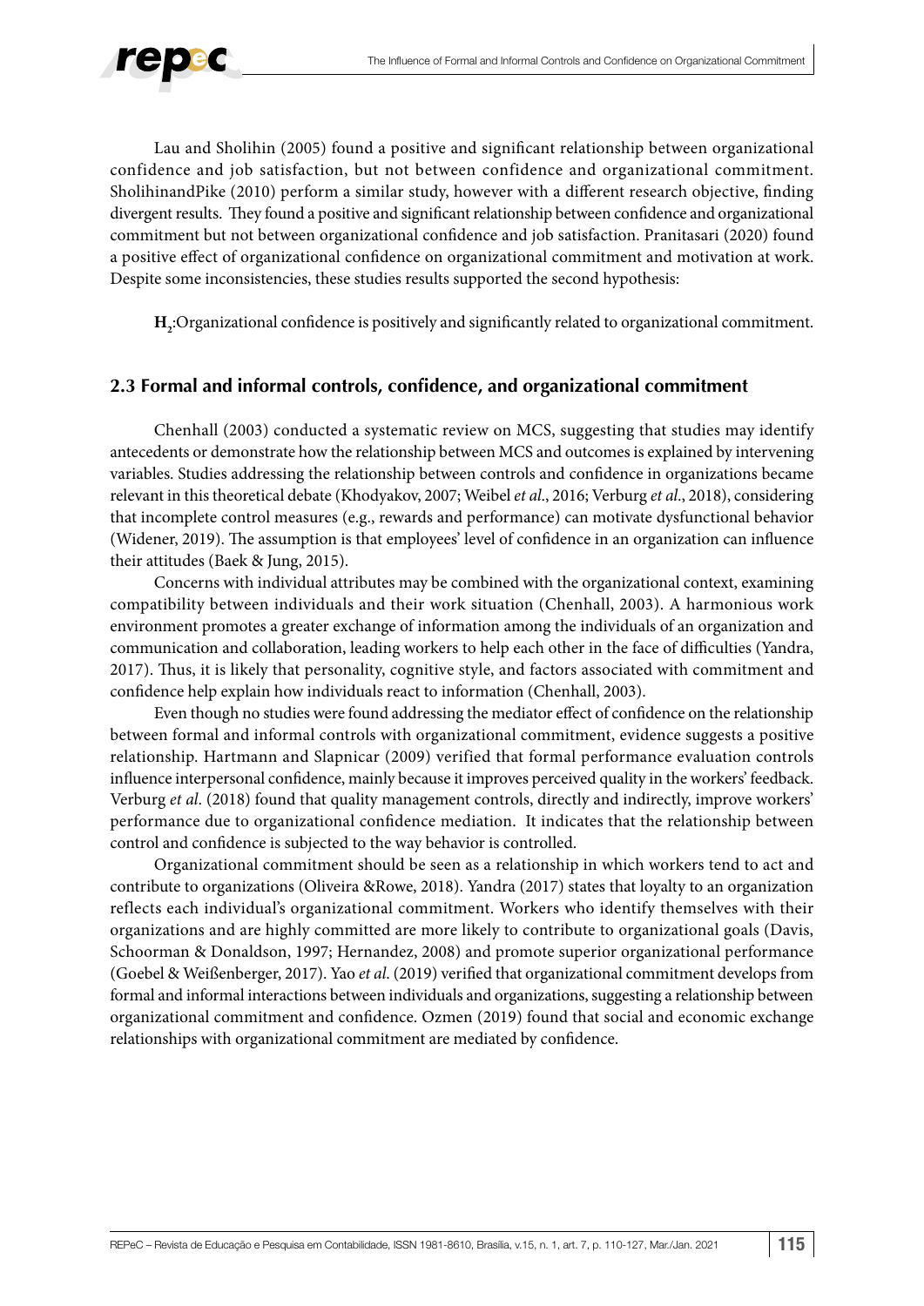Lau and Sholihin (2005) found a positive and significant relationship between organizational confidence and job satisfaction, but not between confidence and organizational commitment. SholihinandPike (2010) perform a similar study, however with a different research objective, finding divergent results. They found a positive and significant relationship between confidence and organizational commitment but not between organizational confidence and job satisfaction. Pranitasari (2020) found a positive effect of organizational confidence on organizational commitment and motivation at work. Despite some inconsistencies, these studies results supported the second hypothesis:

**$H_2$**:Organizational confidence is positively and significantly related to organizational commitment.

## 2.3 Formal and informal controls, confidence, and organizational commitment

Chenhall (2003) conducted a systematic review on MCS, suggesting that studies may identify antecedents or demonstrate how the relationship between MCS and outcomes is explained by intervening variables. Studies addressing the relationship between controls and confidence in organizations became relevant in this theoretical debate (Khodyakov, 2007; Weibel *et al*., 2016; Verburg *et al*., 2018), considering that incomplete control measures (e.g., rewards and performance) can motivate dysfunctional behavior (Widener, 2019). The assumption is that employees' level of confidence in an organization can influence their attitudes (Baek & Jung, 2015).

Concerns with individual attributes may be combined with the organizational context, examining compatibility between individuals and their work situation (Chenhall, 2003). A harmonious work environment promotes a greater exchange of information among the individuals of an organization and communication and collaboration, leading workers to help each other in the face of difficulties (Yandra, 2017). Thus, it is likely that personality, cognitive style, and factors associated with commitment and confidence help explain how individuals react to information (Chenhall, 2003).

Even though no studies were found addressing the mediator effect of confidence on the relationship between formal and informal controls with organizational commitment, evidence suggests a positive relationship. Hartmann and Slapnicar (2009) verified that formal performance evaluation controls influence interpersonal confidence, mainly because it improves perceived quality in the workers' feedback. Verburg *et al*. (2018) found that quality management controls, directly and indirectly, improve workers' performance due to organizational confidence mediation. It indicates that the relationship between control and confidence is subjected to the way behavior is controlled.

Organizational commitment should be seen as a relationship in which workers tend to act and contribute to organizations (Oliveira &Rowe, 2018). Yandra (2017) states that loyalty to an organization reflects each individual's organizational commitment. Workers who identify themselves with their organizations and are highly committed are more likely to contribute to organizational goals (Davis, Schoorman & Donaldson, 1997; Hernandez, 2008) and promote superior organizational performance (Goebel & Weißenberger, 2017). Yao *et al*. (2019) verified that organizational commitment develops from formal and informal interactions between individuals and organizations, suggesting a relationship between organizational commitment and confidence. Ozmen (2019) found that social and economic exchange relationships with organizational commitment are mediated by confidence.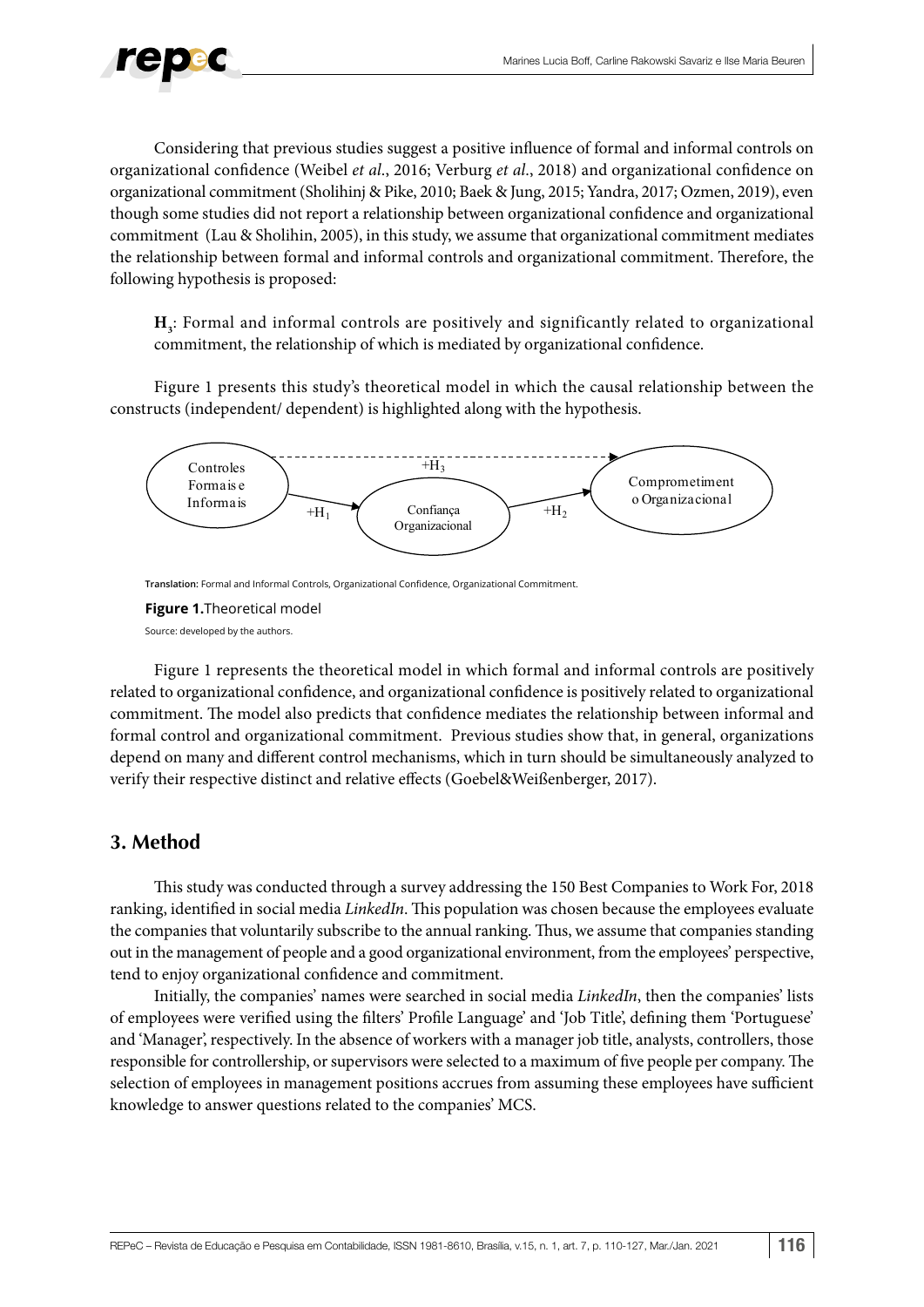Considering that previous studies suggest a positive influence of formal and informal controls on organizational confidence (Weibel *et al*., 2016; Verburg *et al*., 2018) and organizational confidence on organizational commitment (Sholihinj & Pike, 2010; Baek & Jung, 2015; Yandra, 2017; Ozmen, 2019), even though some studies did not report a relationship between organizational confidence and organizational commitment (Lau & Sholihin, 2005), in this study, we assume that organizational commitment mediates the relationship between formal and informal controls and organizational commitment. Therefore, the following hypothesis is proposed:

> **$H_3$**: Formal and informal controls are positively and significantly related to organizational commitment, the relationship of which is mediated by organizational confidence.

Figure 1 presents this study's theoretical model in which the causal relationship between the constructs (independent/ dependent) is highlighted along with the hypothesis.

Controles Formais e Informais

$+H_3$

$+H_1$

Confiança Organizacional

$+H_2$

Comprometimento Organizacional

**Translation:** Formal and Informal Controls, Organizational Confidence, Organizational Commitment.

**Figure 1.** Theoretical model

Source: developed by the authors.

Figure 1 represents the theoretical model in which formal and informal controls are positively related to organizational confidence, and organizational confidence is positively related to organizational commitment. The model also predicts that confidence mediates the relationship between informal and formal control and organizational commitment. Previous studies show that, in general, organizations depend on many and different control mechanisms, which in turn should be simultaneously analyzed to verify their respective distinct and relative effects (Goebel&Weißenberger, 2017).

## 3. Method

This study was conducted through a survey addressing the 150 Best Companies to Work For, 2018 ranking, identified in social media *LinkedIn*. This population was chosen because the employees evaluate the companies that voluntarily subscribe to the annual ranking. Thus, we assume that companies standing out in the management of people and a good organizational environment, from the employees' perspective, tend to enjoy organizational confidence and commitment.

Initially, the companies' names were searched in social media *LinkedIn*, then the companies' lists of employees were verified using the filters' Profile Language' and 'Job Title', defining them 'Portuguese' and 'Manager', respectively. In the absence of workers with a manager job title, analysts, controllers, those responsible for controllership, or supervisors were selected to a maximum of five people per company. The selection of employees in management positions accrues from assuming these employees have sufficient knowledge to answer questions related to the companies' MCS.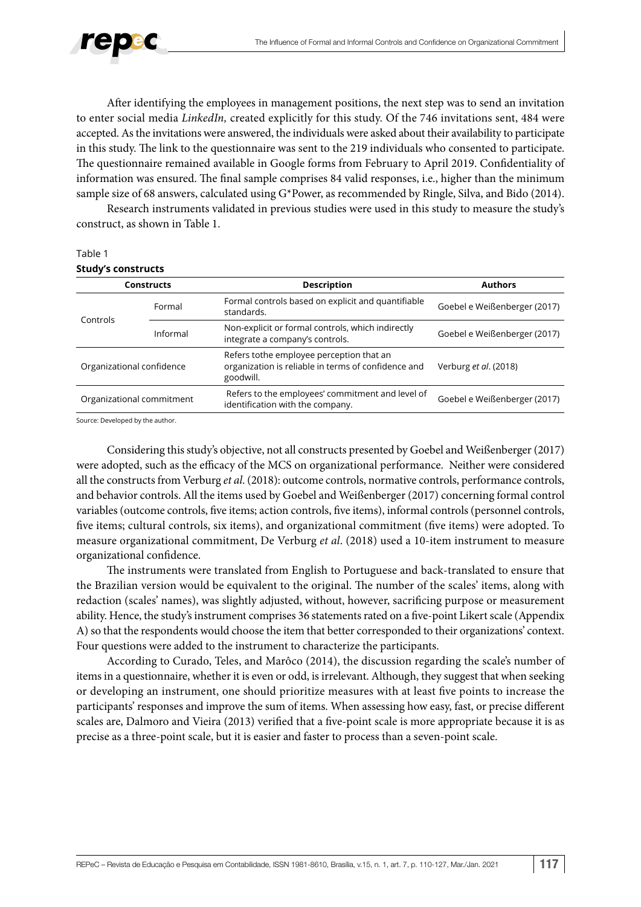After identifying the employees in management positions, the next step was to send an invitation to enter social media *LinkedIn,* created explicitly for this study. Of the 746 invitations sent, 484 were accepted. As the invitations were answered, the individuals were asked about their availability to participate in this study. The link to the questionnaire was sent to the 219 individuals who consented to participate. The questionnaire remained available in Google forms from February to April 2019. Confidentiality of information was ensured. The final sample comprises 84 valid responses, i.e., higher than the minimum sample size of 68 answers, calculated using G*Power, as recommended by Ringle, Silva, and Bido (2014).

Research instruments validated in previous studies were used in this study to measure the study's construct, as shown in Table 1.

Table 1

**Study's constructs**

| Constructs | | Description | Authors |
|---|---|---|---|
| Controls | Formal | Formal controls based on explicit and quantifiable standards. | Goebel e Weißenberger (2017) |
| | Informal | Non-explicit or formal controls, which indirectly integrate a company's controls. | Goebel e Weißenberger (2017) |
| Organizational confidence | | Refers tothe employee perception that an organization is reliable in terms of confidence and goodwill. | Verburg *et al*. (2018) |
| Organizational commitment | | Refers to the employees' commitment and level of identification with the company. | Goebel e Weißenberger (2017) |

Source: Developed by the author.

Considering this study's objective, not all constructs presented by Goebel and Weißenberger (2017) were adopted, such as the efficacy of the MCS on organizational performance. Neither were considered all the constructs from Verburg *et al*. (2018): outcome controls, normative controls, performance controls, and behavior controls. All the items used by Goebel and Weißenberger (2017) concerning formal control variables (outcome controls, five items; action controls, five items), informal controls (personnel controls, five items; cultural controls, six items), and organizational commitment (five items) were adopted. To measure organizational commitment, De Verburg *et al*. (2018) used a 10-item instrument to measure organizational confidence.

The instruments were translated from English to Portuguese and back-translated to ensure that the Brazilian version would be equivalent to the original. The number of the scales' items, along with redaction (scales' names), was slightly adjusted, without, however, sacrificing purpose or measurement ability. Hence, the study's instrument comprises 36 statements rated on a five-point Likert scale (Appendix A) so that the respondents would choose the item that better corresponded to their organizations' context. Four questions were added to the instrument to characterize the participants.

According to Curado, Teles, and Marôco (2014), the discussion regarding the scale's number of items in a questionnaire, whether it is even or odd, is irrelevant. Although, they suggest that when seeking or developing an instrument, one should prioritize measures with at least five points to increase the participants' responses and improve the sum of items. When assessing how easy, fast, or precise different scales are, Dalmoro and Vieira (2013) verified that a five-point scale is more appropriate because it is as precise as a three-point scale, but it is easier and faster to process than a seven-point scale.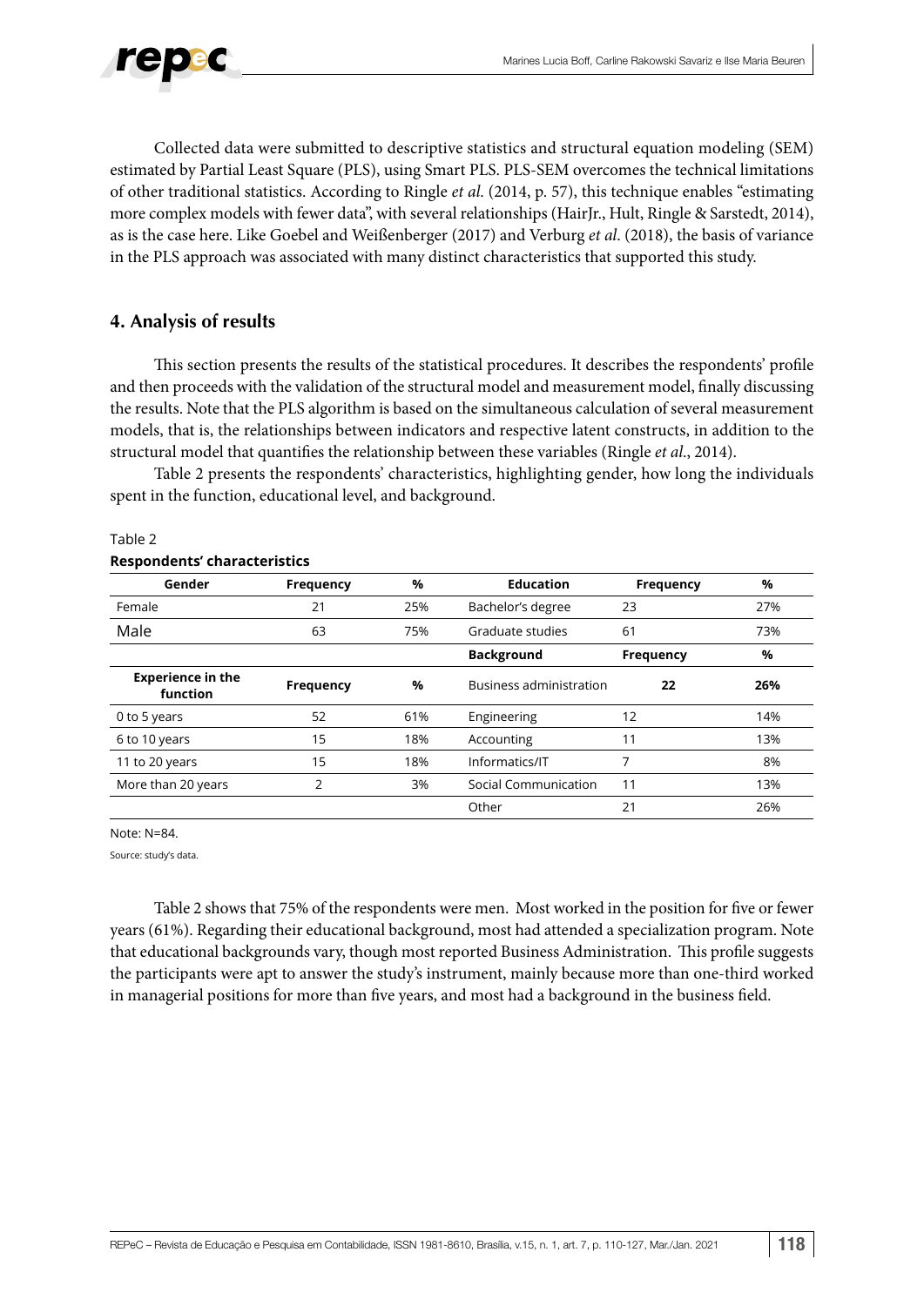Collected data were submitted to descriptive statistics and structural equation modeling (SEM) estimated by Partial Least Square (PLS), using Smart PLS. PLS-SEM overcomes the technical limitations of other traditional statistics. According to Ringle *et al*. (2014, p. 57), this technique enables "estimating more complex models with fewer data", with several relationships (HairJr., Hult, Ringle & Sarstedt, 2014), as is the case here. Like Goebel and Weißenberger (2017) and Verburg *et al*. (2018), the basis of variance in the PLS approach was associated with many distinct characteristics that supported this study.

## 4. Analysis of results

This section presents the results of the statistical procedures. It describes the respondents' profile and then proceeds with the validation of the structural model and measurement model, finally discussing the results. Note that the PLS algorithm is based on the simultaneous calculation of several measurement models, that is, the relationships between indicators and respective latent constructs, in addition to the structural model that quantifies the relationship between these variables (Ringle *et al*., 2014).

Table 2 presents the respondents' characteristics, highlighting gender, how long the individuals spent in the function, educational level, and background.

Table 2

**Respondents' characteristics**

| Gender | Frequency | % | Education | Frequency | % |
|---|---|---|---|---|---|
| Female | 21 | 25% | Bachelor's degree | 23 | 27% |
| Male | 63 | 75% | Graduate studies | 61 | 73% |
| | | | **Background** | **Frequency** | **%** |
| **Experience in the function** | **Frequency** | **%** | Business administration | **22** | **26%** |
| 0 to 5 years | 52 | 61% | Engineering | 12 | 14% |
| 6 to 10 years | 15 | 18% | Accounting | 11 | 13% |
| 11 to 20 years | 15 | 18% | Informatics/IT | 7 | 8% |
| More than 20 years | 2 | 3% | Social Communication | 11 | 13% |
| | | | Other | 21 | 26% |

Note: N=84.

Source: study's data.

Table 2 shows that 75% of the respondents were men. Most worked in the position for five or fewer years (61%). Regarding their educational background, most had attended a specialization program. Note that educational backgrounds vary, though most reported Business Administration. This profile suggests the participants were apt to answer the study's instrument, mainly because more than one-third worked in managerial positions for more than five years, and most had a background in the business field.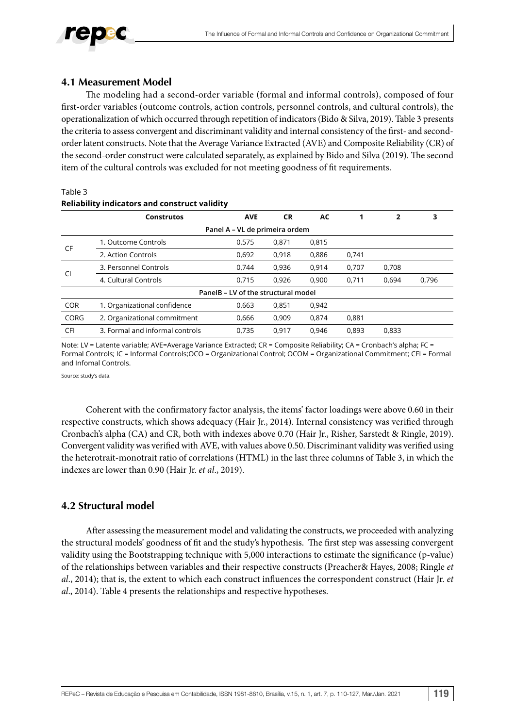## 4.1 Measurement Model

The modeling had a second-order variable (formal and informal controls), composed of four first-order variables (outcome controls, action controls, personnel controls, and cultural controls), the operationalization of which occurred through repetition of indicators (Bido & Silva, 2019). Table 3 presents the criteria to assess convergent and discriminant validity and internal consistency of the first- and second-order latent constructs. Note that the Average Variance Extracted (AVE) and Composite Reliability (CR) of the second-order construct were calculated separately, as explained by Bido and Silva (2019). The second item of the cultural controls was excluded for not meeting goodness of fit requirements.

Table 3

**Reliability indicators and construct validity**

| | Construtos | AVE | CR | AC | 1 | 2 | 3 |
|---|---|---|---|---|---|---|---|
| | **Panel A – VL de primeira ordem** | | | | | | |
| CF | 1. Outcome Controls | 0,575 | 0,871 | 0,815 | | | |
| | 2. Action Controls | 0,692 | 0,918 | 0,886 | 0,741 | | |
| CI | 3. Personnel Controls | 0,744 | 0,936 | 0,914 | 0,707 | 0,708 | |
| | 4. Cultural Controls | 0,715 | 0,926 | 0,900 | 0,711 | 0,694 | 0,796 |
| | **PanelB – LV of the structural model** | | | | | | |
| COR | 1. Organizational confidence | 0,663 | 0,851 | 0,942 | | | |
| CORG | 2. Organizational commitment | 0,666 | 0,909 | 0,874 | 0,881 | | |
| CFI | 3. Formal and informal controls | 0,735 | 0,917 | 0,946 | 0,893 | 0,833 | |

Note: LV = Latente variable; AVE=Average Variance Extracted; CR = Composite Reliability; CA = Cronbach's alpha; FC = Formal Controls; IC = Informal Controls;OCO = Organizational Control; OCOM = Organizational Commitment; CFI = Formal and Infomal Controls.

Source: study's data.

Coherent with the confirmatory factor analysis, the items' factor loadings were above 0.60 in their respective constructs, which shows adequacy (Hair Jr., 2014). Internal consistency was verified through Cronbach's alpha (CA) and CR, both with indexes above 0.70 (Hair Jr., Risher, Sarstedt & Ringle, 2019). Convergent validity was verified with AVE, with values above 0.50. Discriminant validity was verified using the heterotrait-monotrait ratio of correlations (HTML) in the last three columns of Table 3, in which the indexes are lower than 0.90 (Hair Jr. *et al*., 2019).

## 4.2 Structural model

After assessing the measurement model and validating the constructs, we proceeded with analyzing the structural models' goodness of fit and the study's hypothesis. The first step was assessing convergent validity using the Bootstrapping technique with 5,000 interactions to estimate the significance (p-value) of the relationships between variables and their respective constructs (Preacher& Hayes, 2008; Ringle *et al*., 2014); that is, the extent to which each construct influences the correspondent construct (Hair Jr. *et al*., 2014). Table 4 presents the relationships and respective hypotheses.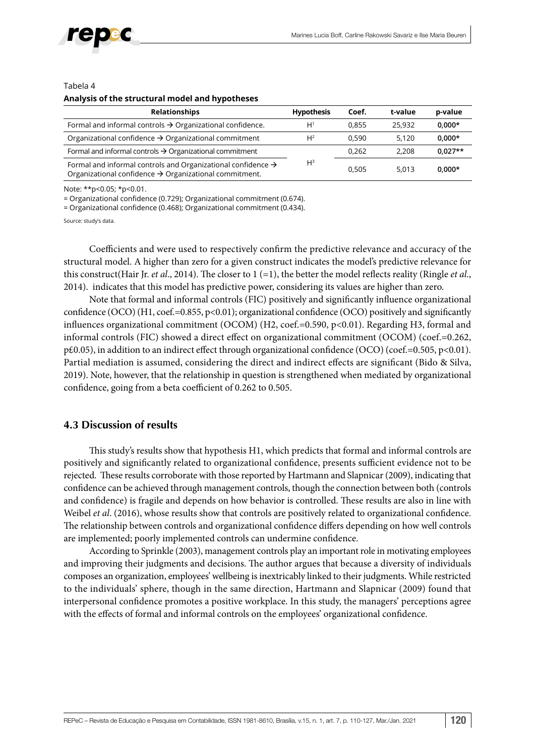Tabela 4

**Analysis of the structural model and hypotheses**

| Relationships | Hypothesis | Coef. | t-value | p-value |
|---|---|---|---|---|
| Formal and informal controls → Organizational confidence. | H[1] | 0,855 | 25,932 | **0,000*** |
| Organizational confidence → Organizational commitment | H[2] | 0,590 | 5,120 | **0,000*** |
| Formal and informal controls → Organizational commitment | H[3] | 0,262 | 2,208 | **0,027**** |
| Formal and informal controls and Organizational confidence → Organizational confidence → Organizational commitment. | | 0,505 | 5,013 | **0,000*** |

Note: **p<0.05; *p<0.01.

= Organizational confidence (0.729); Organizational commitment (0.674).

= Organizational confidence (0.468); Organizational commitment (0.434).

Source: study's data.

Coefficients and were used to respectively confirm the predictive relevance and accuracy of the structural model. A higher than zero for a given construct indicates the model's predictive relevance for this construct(Hair Jr. *et al*., 2014). The closer to 1 (=1), the better the model reflects reality (Ringle *et al*., 2014). indicates that this model has predictive power, considering its values are higher than zero.

Note that formal and informal controls (FIC) positively and significantly influence organizational confidence (OCO) (H1, coef.=0.855, p<0.01); organizational confidence (OCO) positively and significantly influences organizational commitment (OCOM) (H2, coef.=0.590, p<0.01). Regarding H3, formal and informal controls (FIC) showed a direct effect on organizational commitment (OCOM) (coef.=0.262, p£0.05), in addition to an indirect effect through organizational confidence (OCO) (coef.=0.505, p<0.01). Partial mediation is assumed, considering the direct and indirect effects are significant (Bido & Silva, 2019). Note, however, that the relationship in question is strengthened when mediated by organizational confidence, going from a beta coefficient of 0.262 to 0.505.

## 4.3 Discussion of results

This study's results show that hypothesis H1, which predicts that formal and informal controls are positively and significantly related to organizational confidence, presents sufficient evidence not to be rejected. These results corroborate with those reported by Hartmann and Slapnicar (2009), indicating that confidence can be achieved through management controls, though the connection between both (controls and confidence) is fragile and depends on how behavior is controlled. These results are also in line with Weibel *et al*. (2016), whose results show that controls are positively related to organizational confidence. The relationship between controls and organizational confidence differs depending on how well controls are implemented; poorly implemented controls can undermine confidence.

According to Sprinkle (2003), management controls play an important role in motivating employees and improving their judgments and decisions. The author argues that because a diversity of individuals composes an organization, employees' wellbeing is inextricably linked to their judgments. While restricted to the individuals' sphere, though in the same direction, Hartmann and Slapnicar (2009) found that interpersonal confidence promotes a positive workplace. In this study, the managers' perceptions agree with the effects of formal and informal controls on the employees' organizational confidence.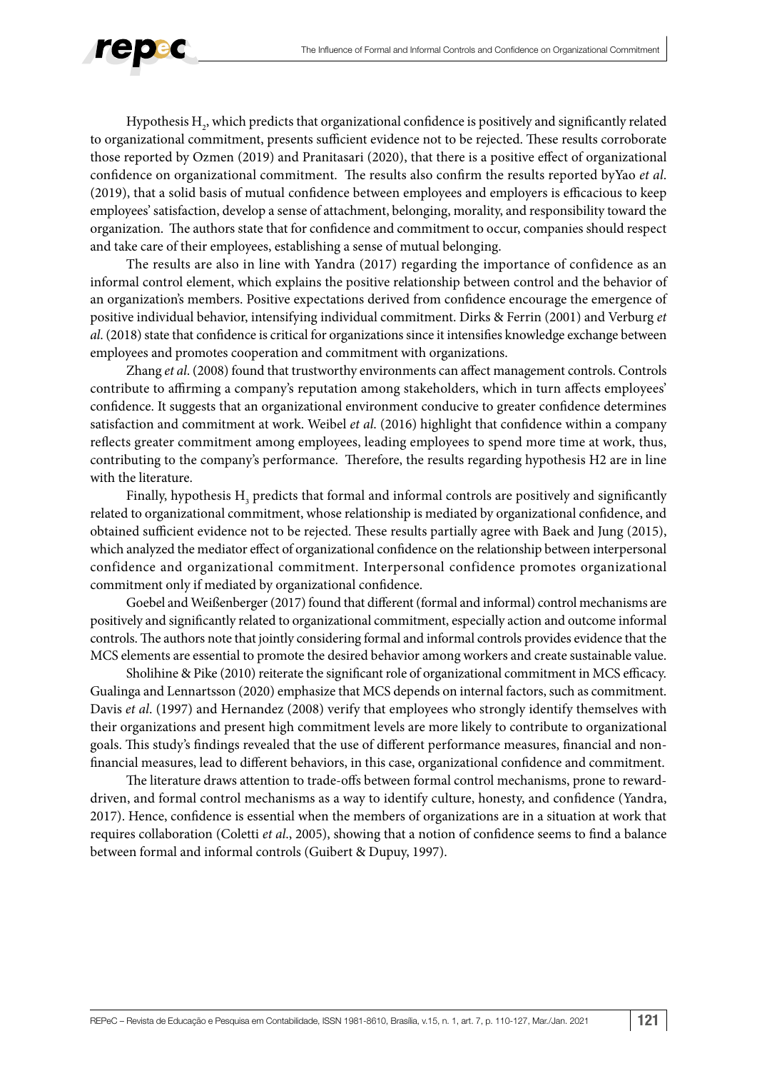Hypothesis $H_2$, which predicts that organizational confidence is positively and significantly related to organizational commitment, presents sufficient evidence not to be rejected. These results corroborate those reported by Ozmen (2019) and Pranitasari (2020), that there is a positive effect of organizational confidence on organizational commitment. The results also confirm the results reported byYao *et al.* (2019), that a solid basis of mutual confidence between employees and employers is efficacious to keep employees' satisfaction, develop a sense of attachment, belonging, morality, and responsibility toward the organization. The authors state that for confidence and commitment to occur, companies should respect and take care of their employees, establishing a sense of mutual belonging.

The results are also in line with Yandra (2017) regarding the importance of confidence as an informal control element, which explains the positive relationship between control and the behavior of an organization's members. Positive expectations derived from confidence encourage the emergence of positive individual behavior, intensifying individual commitment. Dirks & Ferrin (2001) and Verburg *et al.* (2018) state that confidence is critical for organizations since it intensifies knowledge exchange between employees and promotes cooperation and commitment with organizations.

Zhang *et al.* (2008) found that trustworthy environments can affect management controls. Controls contribute to affirming a company's reputation among stakeholders, which in turn affects employees' confidence. It suggests that an organizational environment conducive to greater confidence determines satisfaction and commitment at work. Weibel *et al.* (2016) highlight that confidence within a company reflects greater commitment among employees, leading employees to spend more time at work, thus, contributing to the company's performance. Therefore, the results regarding hypothesis H2 are in line with the literature.

Finally, hypothesis $H_3$ predicts that formal and informal controls are positively and significantly related to organizational commitment, whose relationship is mediated by organizational confidence, and obtained sufficient evidence not to be rejected. These results partially agree with Baek and Jung (2015), which analyzed the mediator effect of organizational confidence on the relationship between interpersonal confidence and organizational commitment. Interpersonal confidence promotes organizational commitment only if mediated by organizational confidence.

Goebel and Weißenberger (2017) found that different (formal and informal) control mechanisms are positively and significantly related to organizational commitment, especially action and outcome informal controls. The authors note that jointly considering formal and informal controls provides evidence that the MCS elements are essential to promote the desired behavior among workers and create sustainable value.

Sholihine & Pike (2010) reiterate the significant role of organizational commitment in MCS efficacy. Gualinga and Lennartsson (2020) emphasize that MCS depends on internal factors, such as commitment. Davis *et al.* (1997) and Hernandez (2008) verify that employees who strongly identify themselves with their organizations and present high commitment levels are more likely to contribute to organizational goals. This study's findings revealed that the use of different performance measures, financial and non-financial measures, lead to different behaviors, in this case, organizational confidence and commitment.

The literature draws attention to trade-offs between formal control mechanisms, prone to reward-driven, and formal control mechanisms as a way to identify culture, honesty, and confidence (Yandra, 2017). Hence, confidence is essential when the members of organizations are in a situation at work that requires collaboration (Coletti *et al.*, 2005), showing that a notion of confidence seems to find a balance between formal and informal controls (Guibert & Dupuy, 1997).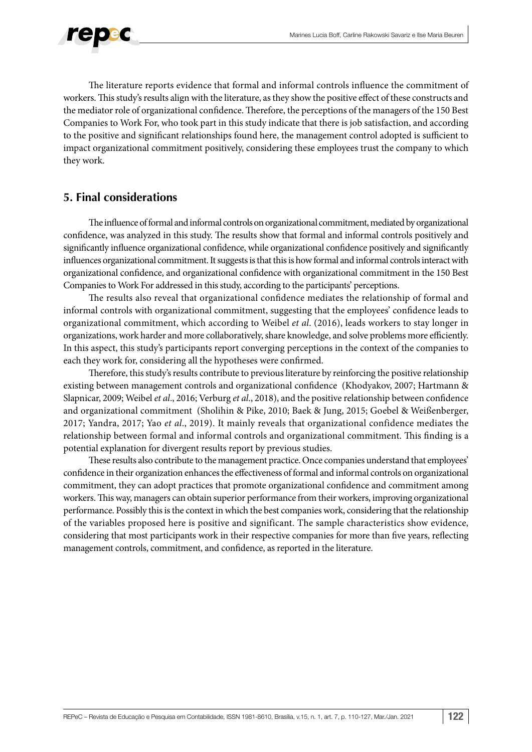The literature reports evidence that formal and informal controls influence the commitment of workers. This study's results align with the literature, as they show the positive effect of these constructs and the mediator role of organizational confidence. Therefore, the perceptions of the managers of the 150 Best Companies to Work For, who took part in this study indicate that there is job satisfaction, and according to the positive and significant relationships found here, the management control adopted is sufficient to impact organizational commitment positively, considering these employees trust the company to which they work.

## 5. Final considerations

The influence of formal and informal controls on organizational commitment, mediated by organizational confidence, was analyzed in this study. The results show that formal and informal controls positively and significantly influence organizational confidence, while organizational confidence positively and significantly influences organizational commitment. It suggests is that this is how formal and informal controls interact with organizational confidence, and organizational confidence with organizational commitment in the 150 Best Companies to Work For addressed in this study, according to the participants' perceptions.

The results also reveal that organizational confidence mediates the relationship of formal and informal controls with organizational commitment, suggesting that the employees' confidence leads to organizational commitment, which according to Weibel *et al*. (2016), leads workers to stay longer in organizations, work harder and more collaboratively, share knowledge, and solve problems more efficiently. In this aspect, this study's participants report converging perceptions in the context of the companies to each they work for, considering all the hypotheses were confirmed.

Therefore, this study's results contribute to previous literature by reinforcing the positive relationship existing between management controls and organizational confidence (Khodyakov, 2007; Hartmann & Slapnicar, 2009; Weibel *et al*., 2016; Verburg *et al*., 2018), and the positive relationship between confidence and organizational commitment (Sholihin & Pike, 2010; Baek & Jung, 2015; Goebel & Weißenberger, 2017; Yandra, 2017; Yao *et al*., 2019). It mainly reveals that organizational confidence mediates the relationship between formal and informal controls and organizational commitment. This finding is a potential explanation for divergent results report by previous studies.

These results also contribute to the management practice. Once companies understand that employees' confidence in their organization enhances the effectiveness of formal and informal controls on organizational commitment, they can adopt practices that promote organizational confidence and commitment among workers. This way, managers can obtain superior performance from their workers, improving organizational performance. Possibly this is the context in which the best companies work, considering that the relationship of the variables proposed here is positive and significant. The sample characteristics show evidence, considering that most participants work in their respective companies for more than five years, reflecting management controls, commitment, and confidence, as reported in the literature.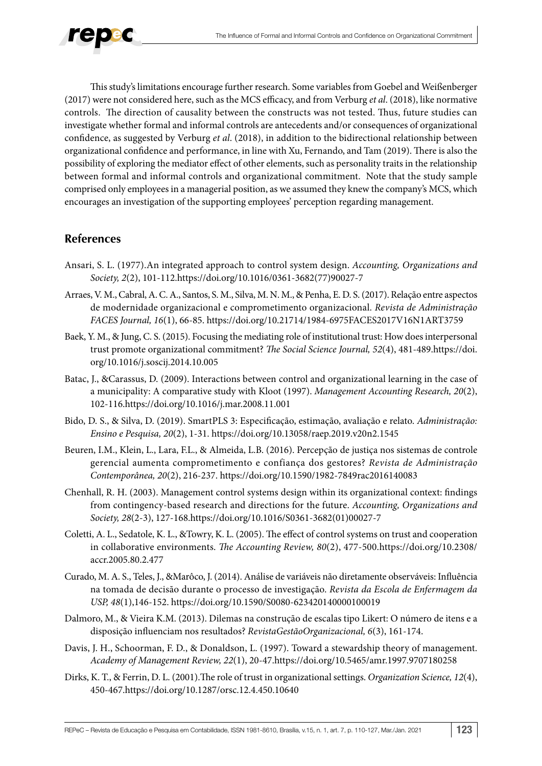This study's limitations encourage further research. Some variables from Goebel and Weißenberger (2017) were not considered here, such as the MCS efficacy, and from Verburg *et al*. (2018), like normative controls. The direction of causality between the constructs was not tested. Thus, future studies can investigate whether formal and informal controls are antecedents and/or consequences of organizational confidence, as suggested by Verburg *et al*. (2018), in addition to the bidirectional relationship between organizational confidence and performance, in line with Xu, Fernando, and Tam (2019). There is also the possibility of exploring the mediator effect of other elements, such as personality traits in the relationship between formal and informal controls and organizational commitment. Note that the study sample comprised only employees in a managerial position, as we assumed they knew the company's MCS, which encourages an investigation of the supporting employees' perception regarding management.

## References

Ansari, S. L. (1977).An integrated approach to control system design. *Accounting, Organizations and Society, 2*(2), 101-112.https://doi.org/10.1016/0361-3682(77)90027-7

Arraes, V. M., Cabral, A. C. A., Santos, S. M., Silva, M. N. M., & Penha, E. D. S. (2017). Relação entre aspectos de modernidade organizacional e comprometimento organizacional. *Revista de Administração FACES Journal, 16*(1), 66-85. https://doi.org/10.21714/1984-6975FACES2017V16N1ART3759

Baek, Y. M., & Jung, C. S. (2015). Focusing the mediating role of institutional trust: How does interpersonal trust promote organizational commitment? *The Social Science Journal, 52*(4), 481-489.https://doi.org/10.1016/j.soscij.2014.10.005

Batac, J., &Carassus, D. (2009). Interactions between control and organizational learning in the case of a municipality: A comparative study with Kloot (1997). *Management Accounting Research, 20*(2), 102-116.https://doi.org/10.1016/j.mar.2008.11.001

Bido, D. S., & Silva, D. (2019). SmartPLS 3: Especificação, estimação, avaliação e relato. *Administração: Ensino e Pesquisa, 20*(2), 1-31. https://doi.org/10.13058/raep.2019.v20n2.1545

Beuren, I.M., Klein, L., Lara, F.L., & Almeida, L.B. (2016). Percepção de justiça nos sistemas de controle gerencial aumenta comprometimento e confiança dos gestores? *Revista de Administração Contemporânea, 20*(2), 216-237. https://doi.org/10.1590/1982-7849rac2016140083

Chenhall, R. H. (2003). Management control systems design within its organizational context: findings from contingency-based research and directions for the future. *Accounting, Organizations and Society, 28*(2-3), 127-168.https://doi.org/10.1016/S0361-3682(01)00027-7

Coletti, A. L., Sedatole, K. L., &Towry, K. L. (2005). The effect of control systems on trust and cooperation in collaborative environments. *The Accounting Review, 80*(2), 477-500.https://doi.org/10.2308/accr.2005.80.2.477

Curado, M. A. S., Teles, J., &Marôco, J. (2014). Análise de variáveis não diretamente observáveis: Influência na tomada de decisão durante o processo de investigação. *Revista da Escola de Enfermagem da USP, 48*(1),146-152. https://doi.org/10.1590/S0080-623420140000100019

Dalmoro, M., & Vieira K.M. (2013). Dilemas na construção de escalas tipo Likert: O número de itens e a disposição influenciam nos resultados? *RevistaGestãoOrganizacional, 6*(3), 161-174.

Davis, J. H., Schoorman, F. D., & Donaldson, L. (1997). Toward a stewardship theory of management. *Academy of Management Review, 22*(1), 20-47.https://doi.org/10.5465/amr.1997.9707180258

Dirks, K. T., & Ferrin, D. L. (2001).The role of trust in organizational settings. *Organization Science, 12*(4), 450-467.https://doi.org/10.1287/orsc.12.4.450.10640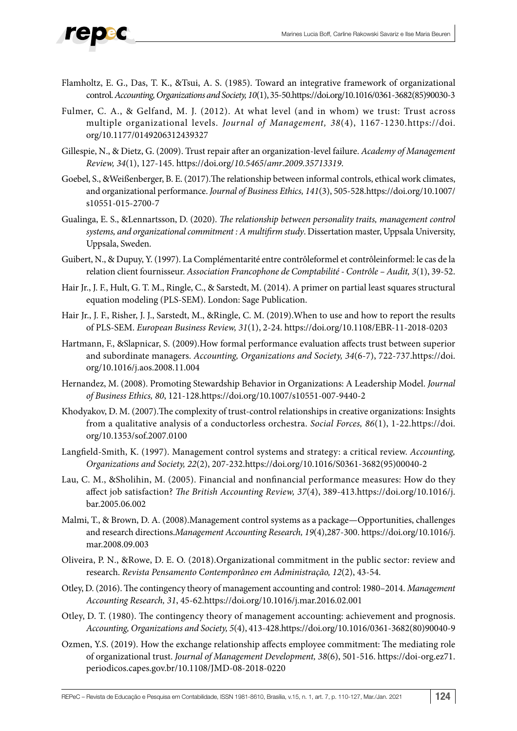Flamholtz, E. G., Das, T. K., &Tsui, A. S. (1985). Toward an integrative framework of organizational control. *Accounting, Organizations and Society, 10*(1), 35-50.https://doi.org/10.1016/0361-3682(85)90030-3

Fulmer, C. A., & Gelfand, M. J. (2012). At what level (and in whom) we trust: Trust across multiple organizational levels. *Journal of Management, 38*(4), 1167-1230.https://doi.org/10.1177/0149206312439327

Gillespie, N., & Dietz, G. (2009). Trust repair after an organization-level failure. *Academy of Management Review, 34*(1), 127-145. https://doi.org/*10.5465/amr.2009.35713319*.

Goebel, S., &Weißenberger, B. E. (2017).The relationship between informal controls, ethical work climates, and organizational performance. *Journal of Business Ethics, 141*(3), 505-528.https://doi.org/10.1007/s10551-015-2700-7

Gualinga, E. S., &Lennartsson, D. (2020). *The relationship between personality traits, management control systems, and organizational commitment : A multifirm study*. Dissertation master, Uppsala University, Uppsala, Sweden.

Guibert, N., & Dupuy, Y. (1997). La Complémentarité entre contrôleformel et contrôleinformel: le cas de la relation client fournisseur. *Association Francophone de Comptabilité - Contrôle – Audit, 3*(1), 39-52.

Hair Jr., J. F., Hult, G. T. M., Ringle, C., & Sarstedt, M. (2014). A primer on partial least squares structural equation modeling (PLS-SEM). London: Sage Publication.

Hair Jr., J. F., Risher, J. J., Sarstedt, M., &Ringle, C. M. (2019).When to use and how to report the results of PLS-SEM. *European Business Review, 31*(1), 2-24. https://doi.org/10.1108/EBR-11-2018-0203

Hartmann, F., &Slapnicar, S. (2009).How formal performance evaluation affects trust between superior and subordinate managers. *Accounting, Organizations and Society, 34*(6-7), 722-737.https://doi.org/10.1016/j.aos.2008.11.004

Hernandez, M. (2008). Promoting Stewardship Behavior in Organizations: A Leadership Model. *Journal of Business Ethics, 80*, 121-128.https://doi.org/10.1007/s10551-007-9440-2

Khodyakov, D. M. (2007).The complexity of trust-control relationships in creative organizations: Insights from a qualitative analysis of a conductorless orchestra. *Social Forces, 86*(1), 1-22.https://doi.org/10.1353/sof.2007.0100

Langfield-Smith, K. (1997). Management control systems and strategy: a critical review. *Accounting, Organizations and Society, 22*(2), 207-232.https://doi.org/10.1016/S0361-3682(95)00040-2

Lau, C. M., &Sholihin, M. (2005). Financial and nonfinancial performance measures: How do they affect job satisfaction? *The British Accounting Review, 37*(4), 389-413.https://doi.org/10.1016/j.bar.2005.06.002

Malmi, T., & Brown, D. A. (2008).Management control systems as a package—Opportunities, challenges and research directions.*Management Accounting Research, 19*(4),287-300. https://doi.org/10.1016/j.mar.2008.09.003

Oliveira, P. N., &Rowe, D. E. O. (2018).Organizational commitment in the public sector: review and research. *Revista Pensamento Contemporâneo em Administração, 12*(2), 43-54.

Otley, D. (2016). The contingency theory of management accounting and control: 1980–2014. *Management Accounting Research, 31*, 45-62.https://doi.org/10.1016/j.mar.2016.02.001

Otley, D. T. (1980). The contingency theory of management accounting: achievement and prognosis. *Accounting, Organizations and Society, 5*(4), 413-428.https://doi.org/10.1016/0361-3682(80)90040-9

Ozmen, Y.S. (2019). How the exchange relationship affects employee commitment: The mediating role of organizational trust. *Journal of Management Development, 38*(6), 501-516. https://doi-org.ez71.periodicos.capes.gov.br/10.1108/JMD-08-2018-0220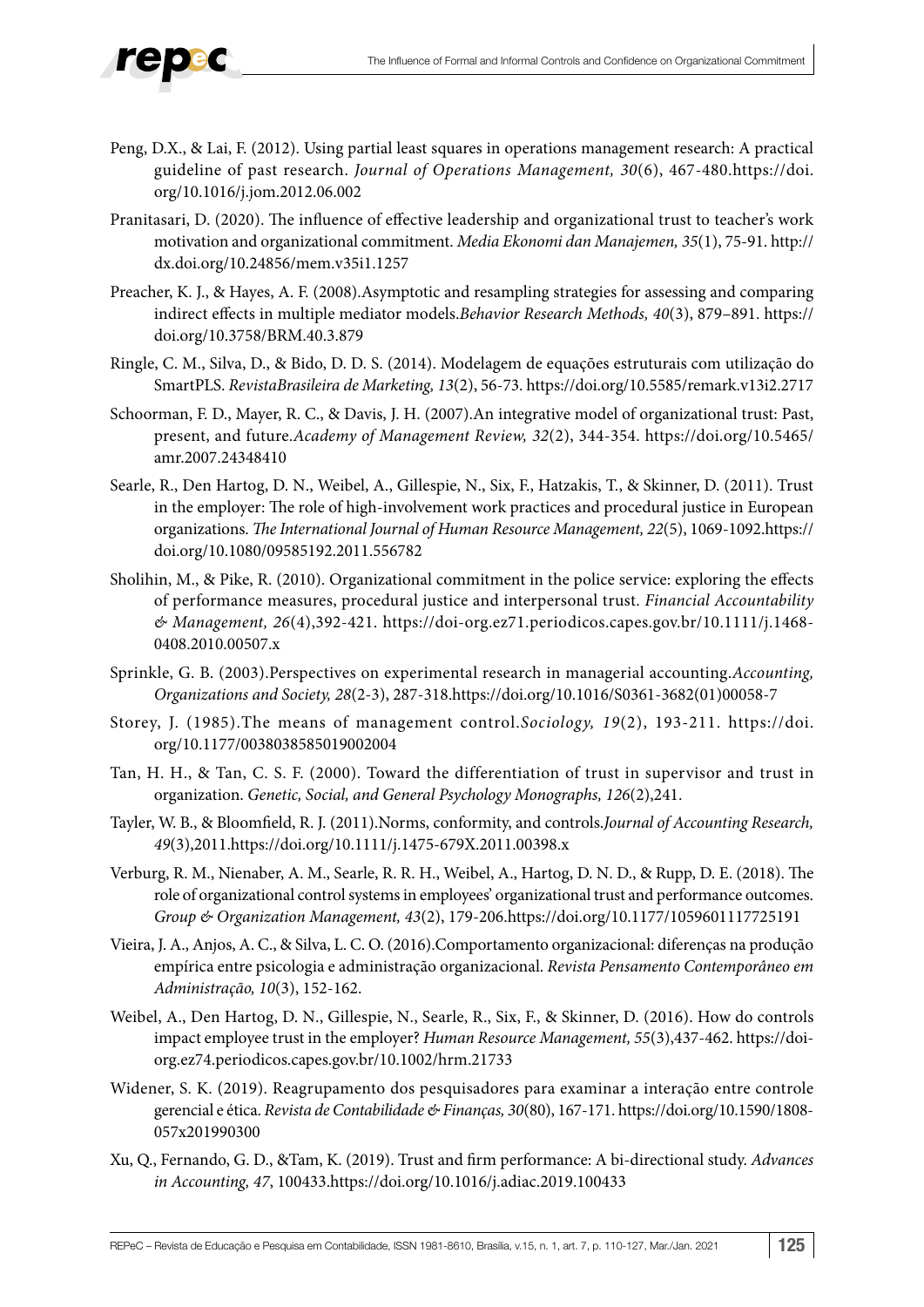Peng, D.X., & Lai, F. (2012). Using partial least squares in operations management research: A practical guideline of past research. *Journal of Operations Management, 30*(6), 467-480.https://doi.org/10.1016/j.jom.2012.06.002

Pranitasari, D. (2020). The influence of effective leadership and organizational trust to teacher's work motivation and organizational commitment. *Media Ekonomi dan Manajemen, 35*(1), 75-91. http://dx.doi.org/10.24856/mem.v35i1.1257

Preacher, K. J., & Hayes, A. F. (2008).Asymptotic and resampling strategies for assessing and comparing indirect effects in multiple mediator models.*Behavior Research Methods, 40*(3), 879–891. https://doi.org/10.3758/BRM.40.3.879

Ringle, C. M., Silva, D., & Bido, D. D. S. (2014). Modelagem de equações estruturais com utilização do SmartPLS. *RevistaBrasileira de Marketing, 13*(2), 56-73. https://doi.org/10.5585/remark.v13i2.2717

Schoorman, F. D., Mayer, R. C., & Davis, J. H. (2007).An integrative model of organizational trust: Past, present, and future.*Academy of Management Review, 32*(2), 344-354. https://doi.org/10.5465/amr.2007.24348410

Searle, R., Den Hartog, D. N., Weibel, A., Gillespie, N., Six, F., Hatzakis, T., & Skinner, D. (2011). Trust in the employer: The role of high-involvement work practices and procedural justice in European organizations. *The International Journal of Human Resource Management, 22*(5), 1069-1092.https://doi.org/10.1080/09585192.2011.556782

Sholihin, M., & Pike, R. (2010). Organizational commitment in the police service: exploring the effects of performance measures, procedural justice and interpersonal trust. *Financial Accountability & Management, 26*(4),392-421. https://doi-org.ez71.periodicos.capes.gov.br/10.1111/j.1468-0408.2010.00507.x

Sprinkle, G. B. (2003).Perspectives on experimental research in managerial accounting.*Accounting, Organizations and Society, 28*(2-3), 287-318.https://doi.org/10.1016/S0361-3682(01)00058-7

Storey, J. (1985).The means of management control.*Sociology, 19*(2), 193-211. https://doi.org/10.1177/0038038585019002004

Tan, H. H., & Tan, C. S. F. (2000). Toward the differentiation of trust in supervisor and trust in organization. *Genetic, Social, and General Psychology Monographs, 126*(2),241.

Tayler, W. B., & Bloomfield, R. J. (2011).Norms, conformity, and controls.*Journal of Accounting Research, 49*(3),2011.https://doi.org/10.1111/j.1475-679X.2011.00398.x

Verburg, R. M., Nienaber, A. M., Searle, R. R. H., Weibel, A., Hartog, D. N. D., & Rupp, D. E. (2018). The role of organizational control systems in employees' organizational trust and performance outcomes. *Group & Organization Management, 43*(2), 179-206.https://doi.org/10.1177/1059601117725191

Vieira, J. A., Anjos, A. C., & Silva, L. C. O. (2016).Comportamento organizacional: diferenças na produção empírica entre psicologia e administração organizacional. *Revista Pensamento Contemporâneo em Administração, 10*(3), 152-162.

Weibel, A., Den Hartog, D. N., Gillespie, N., Searle, R., Six, F., & Skinner, D. (2016). How do controls impact employee trust in the employer? *Human Resource Management, 55*(3),437-462. https://doi-org.ez74.periodicos.capes.gov.br/10.1002/hrm.21733

Widener, S. K. (2019). Reagrupamento dos pesquisadores para examinar a interação entre controle gerencial e ética. *Revista de Contabilidade & Finanças, 30*(80), 167-171. https://doi.org/10.1590/1808-057x201990300

Xu, Q., Fernando, G. D., &Tam, K. (2019). Trust and firm performance: A bi-directional study. *Advances in Accounting, 47*, 100433.https://doi.org/10.1016/j.adiac.2019.100433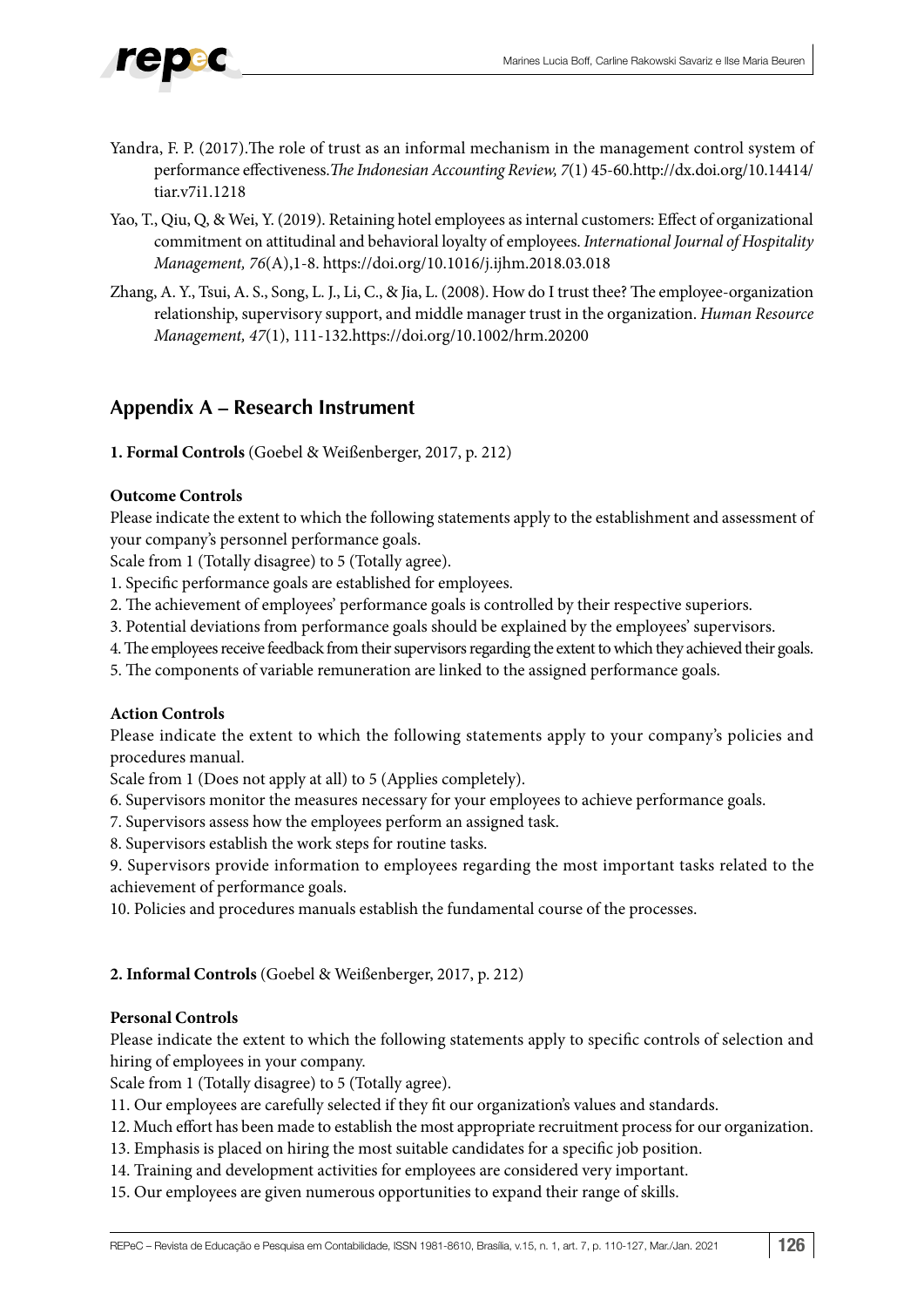Yandra, F. P. (2017).The role of trust as an informal mechanism in the management control system of performance effectiveness.*The Indonesian Accounting Review, 7*(1) 45-60.http://dx.doi.org/10.14414/tiar.v7i1.1218

Yao, T., Qiu, Q, & Wei, Y. (2019). Retaining hotel employees as internal customers: Effect of organizational commitment on attitudinal and behavioral loyalty of employees. *International Journal of Hospitality Management, 76*(A),1-8. https://doi.org/10.1016/j.ijhm.2018.03.018

Zhang, A. Y., Tsui, A. S., Song, L. J., Li, C., & Jia, L. (2008). How do I trust thee? The employee-organization relationship, supervisory support, and middle manager trust in the organization. *Human Resource Management, 47*(1), 111-132.https://doi.org/10.1002/hrm.20200

## Appendix A – Research Instrument

**1. Formal Controls** (Goebel & Weißenberger, 2017, p. 212)

**Outcome Controls**

Please indicate the extent to which the following statements apply to the establishment and assessment of your company's personnel performance goals.

Scale from 1 (Totally disagree) to 5 (Totally agree).

1. Specific performance goals are established for employees.
2. The achievement of employees' performance goals is controlled by their respective superiors.
3. Potential deviations from performance goals should be explained by the employees' supervisors.
4. The employees receive feedback from their supervisors regarding the extent to which they achieved their goals.
5. The components of variable remuneration are linked to the assigned performance goals.

**Action Controls**

Please indicate the extent to which the following statements apply to your company's policies and procedures manual.

Scale from 1 (Does not apply at all) to 5 (Applies completely).

6. Supervisors monitor the measures necessary for your employees to achieve performance goals.
7. Supervisors assess how the employees perform an assigned task.
8. Supervisors establish the work steps for routine tasks.
9. Supervisors provide information to employees regarding the most important tasks related to the achievement of performance goals.
10. Policies and procedures manuals establish the fundamental course of the processes.

**2. Informal Controls** (Goebel & Weißenberger, 2017, p. 212)

**Personal Controls**

Please indicate the extent to which the following statements apply to specific controls of selection and hiring of employees in your company.

Scale from 1 (Totally disagree) to 5 (Totally agree).

11. Our employees are carefully selected if they fit our organization's values and standards.
12. Much effort has been made to establish the most appropriate recruitment process for our organization.
13. Emphasis is placed on hiring the most suitable candidates for a specific job position.
14. Training and development activities for employees are considered very important.
15. Our employees are given numerous opportunities to expand their range of skills.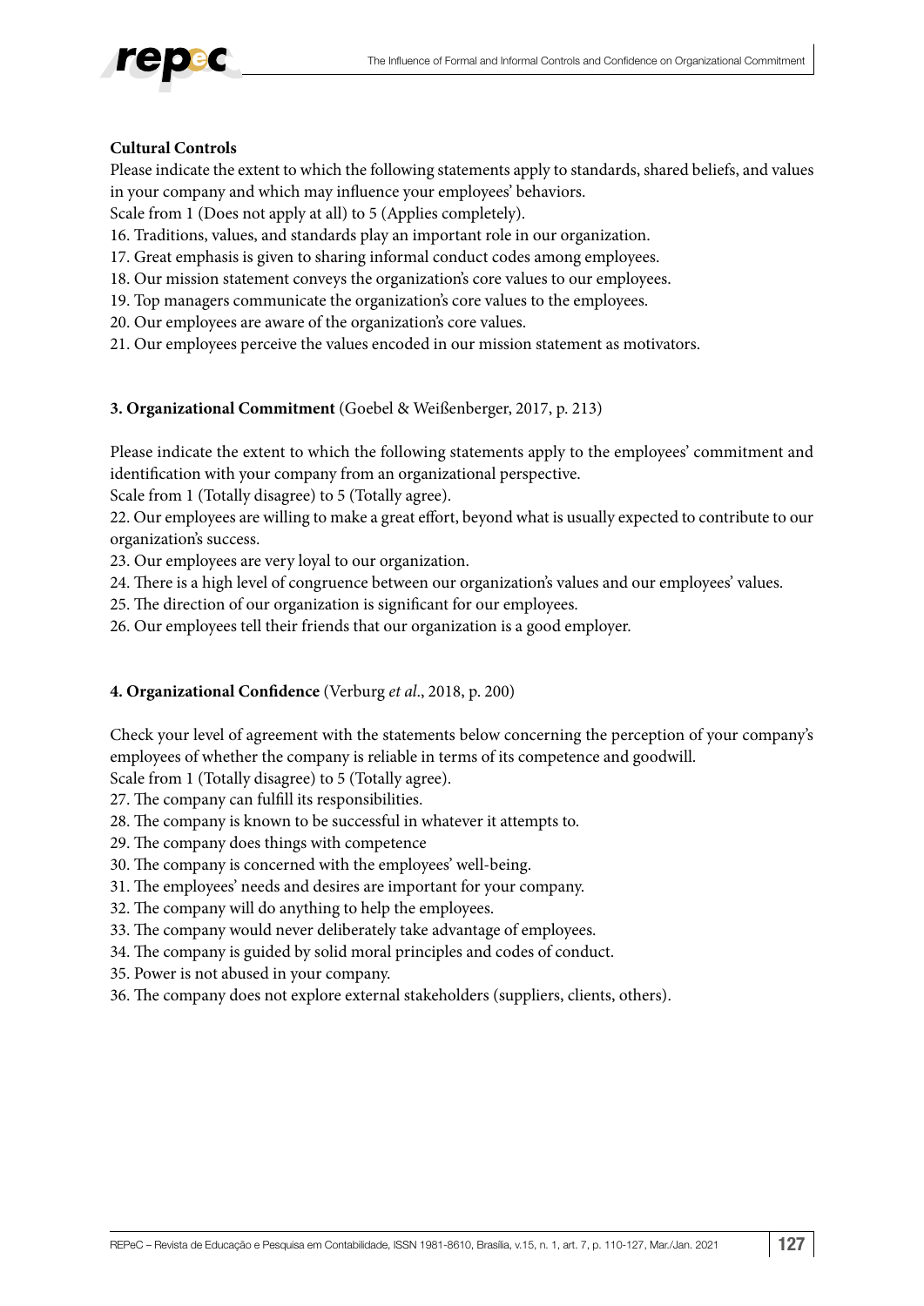**Cultural Controls**

Please indicate the extent to which the following statements apply to standards, shared beliefs, and values in your company and which may influence your employees' behaviors.

Scale from 1 (Does not apply at all) to 5 (Applies completely).

16. Traditions, values, and standards play an important role in our organization.
17. Great emphasis is given to sharing informal conduct codes among employees.
18. Our mission statement conveys the organization's core values to our employees.
19. Top managers communicate the organization's core values to the employees.
20. Our employees are aware of the organization's core values.
21. Our employees perceive the values encoded in our mission statement as motivators.

**3. Organizational Commitment** (Goebel & Weißenberger, 2017, p. 213)

Please indicate the extent to which the following statements apply to the employees' commitment and identification with your company from an organizational perspective.

Scale from 1 (Totally disagree) to 5 (Totally agree).

22. Our employees are willing to make a great effort, beyond what is usually expected to contribute to our organization's success.
23. Our employees are very loyal to our organization.
24. There is a high level of congruence between our organization's values and our employees' values.
25. The direction of our organization is significant for our employees.
26. Our employees tell their friends that our organization is a good employer.

**4. Organizational Confidence** (Verburg *et al*., 2018, p. 200)

Check your level of agreement with the statements below concerning the perception of your company's employees of whether the company is reliable in terms of its competence and goodwill.

Scale from 1 (Totally disagree) to 5 (Totally agree).

27. The company can fulfill its responsibilities.
28. The company is known to be successful in whatever it attempts to.
29. The company does things with competence
30. The company is concerned with the employees' well-being.
31. The employees' needs and desires are important for your company.
32. The company will do anything to help the employees.
33. The company would never deliberately take advantage of employees.
34. The company is guided by solid moral principles and codes of conduct.
35. Power is not abused in your company.
36. The company does not explore external stakeholders (suppliers, clients, others).